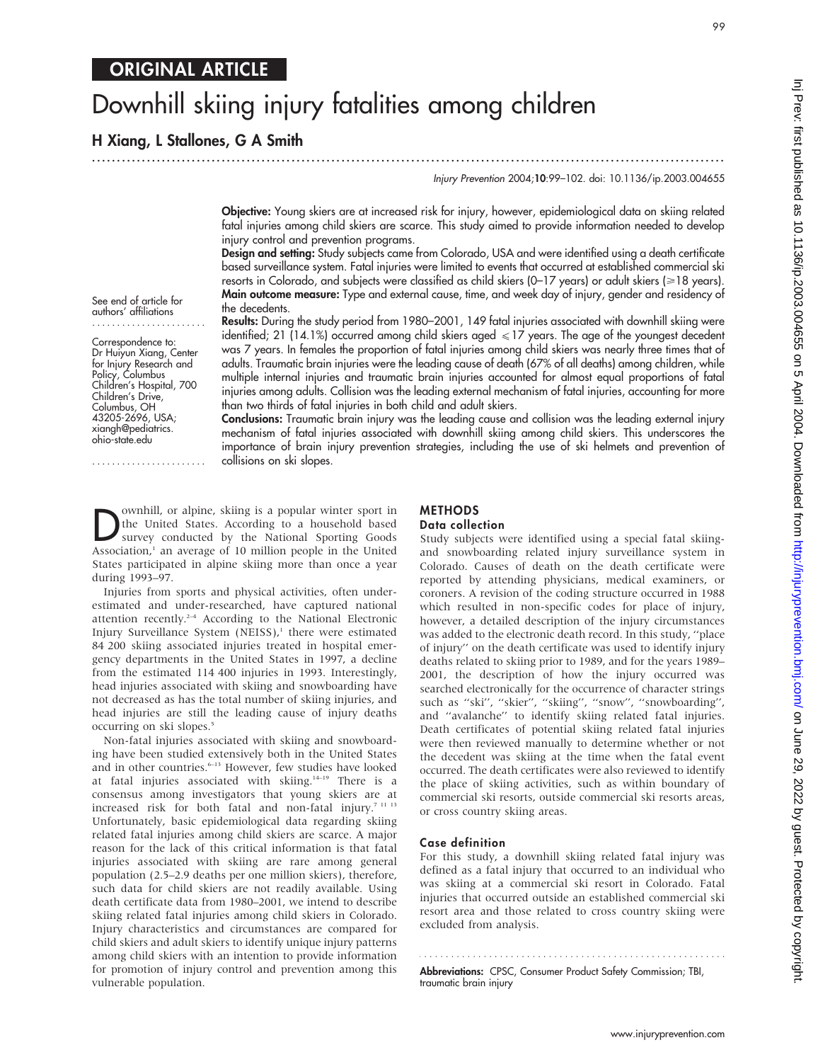ORIGINAL ARTICLE

# Downhill skiing injury fatalities among children

**H Xiang, L Stallones, G A Smith**

Injury Prevention 2004;**10**:99–102. doi: 10.1136/ip.2003.004655

See end of article for authors' affiliations

Correspondence to: Dr Huiyun Xiang, Center for Injury Research and Policy, Columbus Children's Hospital, 700 Children's Drive, Columbus, OH 43205-2696, USA; xiangh@pediatrics.ohio-state.edu

**Objective:** Young skiers are at increased risk for injury, however, epidemiological data on skiing related fatal injuries among child skiers are scarce. This study aimed to provide information needed to develop injury control and prevention programs.

**Design and setting:** Study subjects came from Colorado, USA and were identified using a death certificate based surveillance system. Fatal injuries were limited to events that occurred at established commercial ski resorts in Colorado, and subjects were classified as child skiers (0–17 years) or adult skiers (≥18 years).

**Main outcome measure:** Type and external cause, time, and week day of injury, gender and residency of the decedents.

**Results:** During the study period from 1980–2001, 149 fatal injuries associated with downhill skiing were identified; 21 (14.1%) occurred among child skiers aged ≤17 years. The age of the youngest decedent was 7 years. In females the proportion of fatal injuries among child skiers was nearly three times that of adults. Traumatic brain injuries were the leading cause of death (67% of all deaths) among children, while multiple internal injuries and traumatic brain injuries accounted for almost equal proportions of fatal injuries among adults. Collision was the leading external mechanism of fatal injuries, accounting for more than two thirds of fatal injuries in both child and adult skiers.

**Conclusions:** Traumatic brain injury was the leading cause and collision was the leading external injury mechanism of fatal injuries associated with downhill skiing among child skiers. This underscores the importance of brain injury prevention strategies, including the use of ski helmets and prevention of collisions on ski slopes.

Downhill, or alpine, skiing is a popular winter sport in the United States. According to a household based survey conducted by the National Sporting Goods Association,[1] an average of 10 million people in the United States participated in alpine skiing more than once a year during 1993–97.

Injuries from sports and physical activities, often underestimated and under-researched, have captured national attention recently.[2–4] According to the National Electronic Injury Surveillance System (NEISS),[1] there were estimated 84 200 skiing associated injuries treated in hospital emergency departments in the United States in 1997, a decline from the estimated 114 400 injuries in 1993. Interestingly, head injuries associated with skiing and snowboarding have not decreased as has the total number of skiing injuries, and head injuries are still the leading cause of injury deaths occurring on ski slopes.[5]

Non-fatal injuries associated with skiing and snowboarding have been studied extensively both in the United States and in other countries.[6–13] However, few studies have looked at fatal injuries associated with skiing.[14–19] There is a consensus among investigators that young skiers are at increased risk for both fatal and non-fatal injury.[7 11 13] Unfortunately, basic epidemiological data regarding skiing related fatal injuries among child skiers are scarce. A major reason for the lack of this critical information is that fatal injuries associated with skiing are rare among general population (2.5–2.9 deaths per one million skiers), therefore, such data for child skiers are not readily available. Using death certificate data from 1980–2001, we intend to describe skiing related fatal injuries among child skiers in Colorado. Injury characteristics and circumstances are compared for child skiers and adult skiers to identify unique injury patterns among child skiers with an intention to provide information for promotion of injury control and prevention among this vulnerable population.

## METHODS

### Data collection

Study subjects were identified using a special fatal skiing- and snowboarding related injury surveillance system in Colorado. Causes of death on the death certificate were reported by attending physicians, medical examiners, or coroners. A revision of the coding structure occurred in 1988 which resulted in non-specific codes for place of injury, however, a detailed description of the injury circumstances was added to the electronic death record. In this study, "place of injury" on the death certificate was used to identify injury deaths related to skiing prior to 1989, and for the years 1989–2001, the description of how the injury occurred was searched electronically for the occurrence of character strings such as "ski", "skier", "skiing", "snow", "snowboarding", and "avalanche" to identify skiing related fatal injuries. Death certificates of potential skiing related fatal injuries were then reviewed manually to determine whether or not the decedent was skiing at the time when the fatal event occurred. The death certificates were also reviewed to identify the place of skiing activities, such as within boundary of commercial ski resorts, outside commercial ski resorts areas, or cross country skiing areas.

### Case definition

For this study, a downhill skiing related fatal injury was defined as a fatal injury that occurred to an individual who was skiing at a commercial ski resort in Colorado. Fatal injuries that occurred outside an established commercial ski resort area and those related to cross country skiing were excluded from analysis.

**Abbreviations:** CPSC, Consumer Product Safety Commission; TBI, traumatic brain injury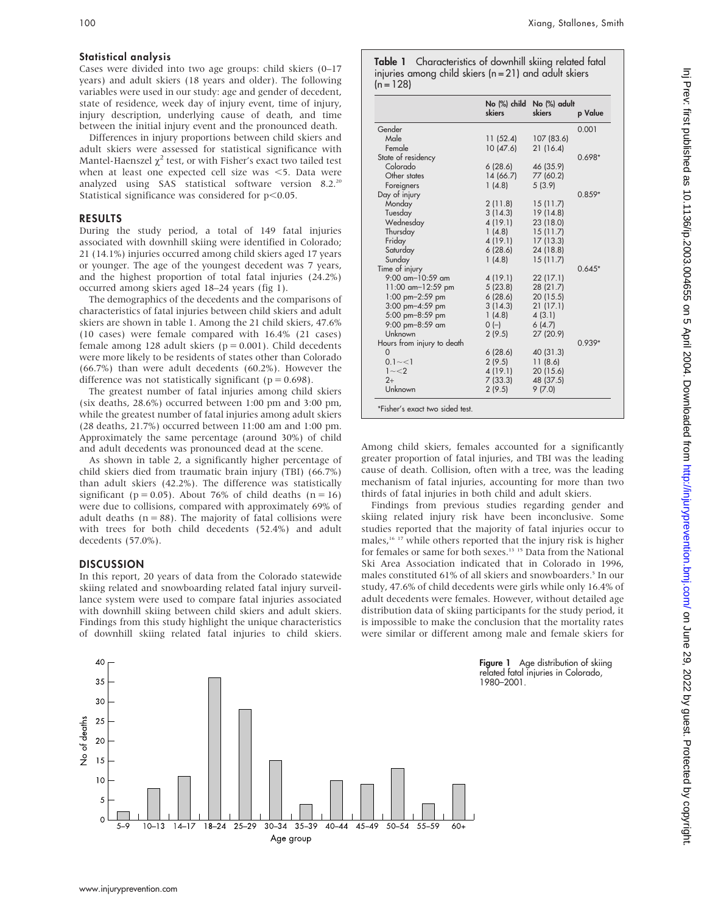## Statistical analysis

Cases were divided into two age groups: child skiers (0–17 years) and adult skiers (18 years and older). The following variables were used in our study: age and gender of decedent, state of residence, week day of injury event, time of injury, injury description, underlying cause of death, and time between the initial injury event and the pronounced death.

Differences in injury proportions between child skiers and adult skiers were assessed for statistical significance with Mantel-Haenszel $\chi^2$ test, or with Fisher's exact two tailed test when at least one expected cell size was <5. Data were analyzed using SAS statistical software version 8.2.[20] Statistical significance was considered for $p<0.05$.

## RESULTS

During the study period, a total of 149 fatal injuries associated with downhill skiing were identified in Colorado; 21 (14.1%) injuries occurred among child skiers aged 17 years or younger. The age of the youngest decedent was 7 years, and the highest proportion of total fatal injuries (24.2%) occurred among skiers aged 18–24 years (fig 1).

The demographics of the decedents and the comparisons of characteristics of fatal injuries between child skiers and adult skiers are shown in table 1. Among the 21 child skiers, 47.6% (10 cases) were female compared with 16.4% (21 cases) female among 128 adult skiers ($p = 0.001$). Child decedents were more likely to be residents of states other than Colorado (66.7%) than were adult decedents (60.2%). However the difference was not statistically significant ($p = 0.698$).

The greatest number of fatal injuries among child skiers (six deaths, 28.6%) occurred between 1:00 pm and 3:00 pm, while the greatest number of fatal injuries among adult skiers (28 deaths, 21.7%) occurred between 11:00 am and 1:00 pm. Approximately the same percentage (around 30%) of child and adult decedents was pronounced dead at the scene.

As shown in table 2, a significantly higher percentage of child skiers died from traumatic brain injury (TBI) (66.7%) than adult skiers (42.2%). The difference was statistically significant ($p = 0.05$). About 76% of child deaths ($n = 16$) were due to collisions, compared with approximately 69% of adult deaths ($n = 88$). The majority of fatal collisions were with trees for both child decedents (52.4%) and adult decedents (57.0%).

## DISCUSSION

In this report, 20 years of data from the Colorado statewide skiing related and snowboarding related fatal injury surveillance system were used to compare fatal injuries associated with downhill skiing between child skiers and adult skiers. Findings from this study highlight the unique characteristics of downhill skiing related fatal injuries to child skiers. Among child skiers, females accounted for a significantly greater proportion of fatal injuries, and TBI was the leading cause of death. Collision, often with a tree, was the leading mechanism of fatal injuries, accounting for more than two thirds of fatal injuries in both child and adult skiers.

Findings from previous studies regarding gender and skiing related injury risk have been inconclusive. Some studies reported that the majority of fatal injuries occur to males,[16,17] while others reported that the injury risk is higher for females or same for both sexes.[13,15] Data from the National Ski Area Association indicated that in Colorado in 1996, males constituted 61% of all skiers and snowboarders.[5] In our study, 47.6% of child decedents were girls while only 16.4% of adult decedents were females. However, without detailed age distribution data of skiing participants for the study period, it is impossible to make the conclusion that the mortality rates were similar or different among male and female skiers for

**Table 1** Characteristics of downhill skiing related fatal injuries among child skiers (n = 21) and adult skiers (n = 128)

| | No (%) child skiers | No (%) adult skiers | p Value |
|---|---|---|---|
| Gender | | | 0.001 |
| Male | 11 (52.4) | 107 (83.6) | |
| Female | 10 (47.6) | 21 (16.4) | |
| State of residency | | | 0.698* |
| Colorado | 6 (28.6) | 46 (35.9) | |
| Other states | 14 (66.7) | 77 (60.2) | |
| Foreigners | 1 (4.8) | 5 (3.9) | |
| Day of injury | | | 0.859* |
| Monday | 2 (11.8) | 15 (11.7) | |
| Tuesday | 3 (14.3) | 19 (14.8) | |
| Wednesday | 4 (19.1) | 23 (18.0) | |
| Thursday | 1 (4.8) | 15 (11.7) | |
| Friday | 4 (19.1) | 17 (13.3) | |
| Saturday | 6 (28.6) | 24 (18.8) | |
| Sunday | 1 (4.8) | 15 (11.7) | |
| Time of injury | | | 0.645* |
| 9:00 am–10:59 am | 4 (19.1) | 22 (17.1) | |
| 11:00 am–12:59 pm | 5 (23.8) | 28 (21.7) | |
| 1:00 pm–2:59 pm | 6 (28.6) | 20 (15.5) | |
| 3:00 pm–4:59 pm | 3 (14.3) | 21 (17.1) | |
| 5:00 pm–8:59 pm | 1 (4.8) | 4 (3.1) | |
| 9:00 pm–8:59 am | 0 (–) | 6 (4.7) | |
| Unknown | 2 (9.5) | 27 (20.9) | |
| Hours from injury to death | | | 0.939* |
| 0 | 6 (28.6) | 40 (31.3) | |
| 0.1∼<1 | 2 (9.5) | 11 (8.6) | |
| 1∼<2 | 4 (19.1) | 20 (15.6) | |
| 2+ | 7 (33.3) | 48 (37.5) | |
| Unknown | 2 (9.5) | 9 (7.0) | |

*Fisher's exact two sided test.

| Age group | 5–9 | 10–13 | 14–17 | 18–24 | 25–29 | 30–34 | 35–39 | 40–44 | 45–49 | 50–54 | 55–59 | 60+ |
|---|---|---|---|---|---|---|---|---|---|---|---|---|
| No of deaths | 2 | 8 | 11 | 36 | 28 | 15 | 4 | 10 | 9 | 13 | 4 | 9 |

**Figure 1** Age distribution of skiing related fatal injuries in Colorado, 1980–2001.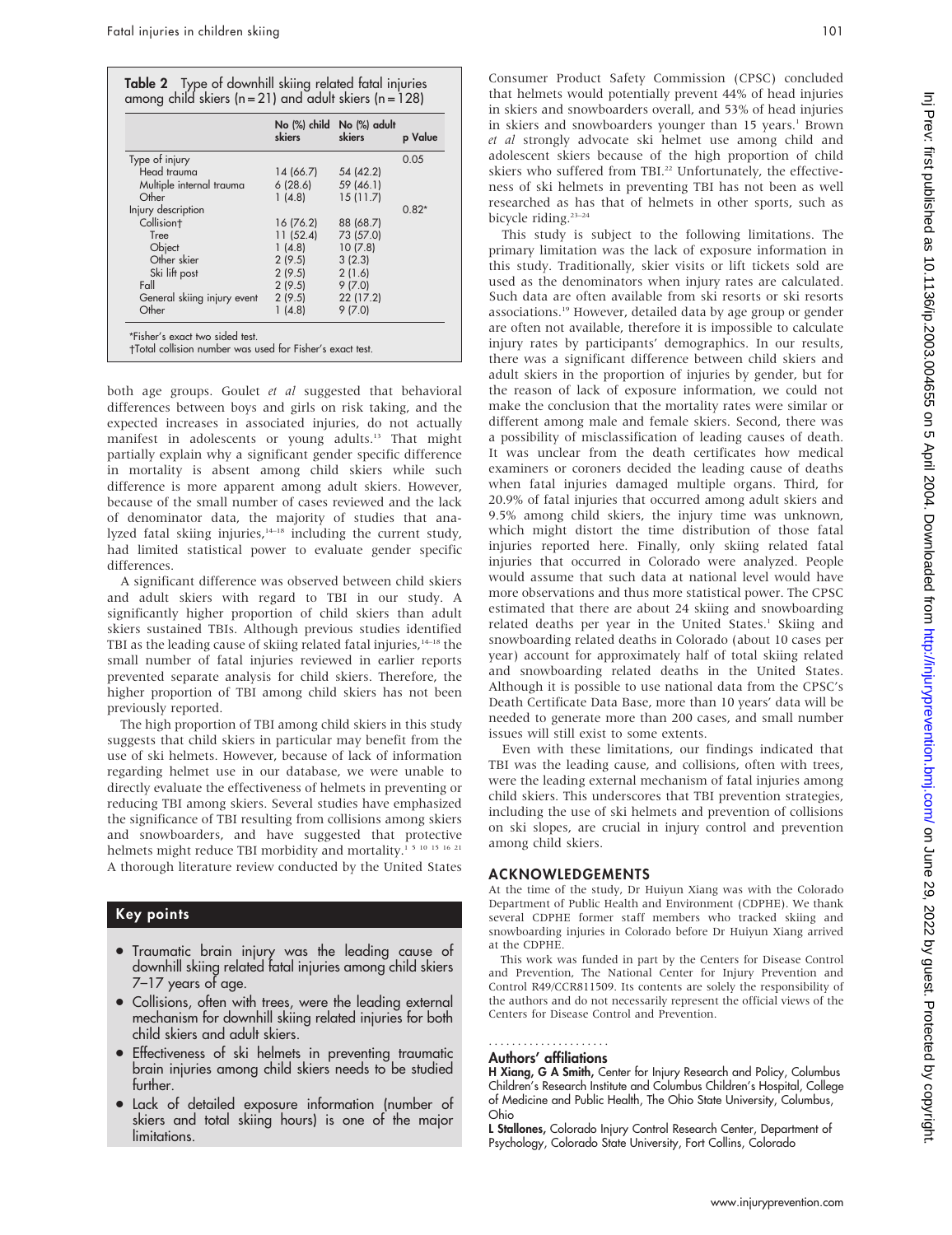**Table 2** Type of downhill skiing related fatal injuries among child skiers (n = 21) and adult skiers (n = 128)

| | No (%) child skiers | No (%) adult skiers | p Value |
|---|---|---|---|
| Type of injury | | | 0.05 |
| Head trauma | 14 (66.7) | 54 (42.2) | |
| Multiple internal trauma | 6 (28.6) | 59 (46.1) | |
| Other | 1 (4.8) | 15 (11.7) | |
| Injury description | | | 0.82* |
| Collision† | 16 (76.2) | 88 (68.7) | |
| Tree | 11 (52.4) | 73 (57.0) | |
| Object | 1 (4.8) | 10 (7.8) | |
| Other skier | 2 (9.5) | 3 (2.3) | |
| Ski lift post | 2 (9.5) | 2 (1.6) | |
| Fall | 2 (9.5) | 9 (7.0) | |
| General skiing injury event | 2 (9.5) | 22 (17.2) | |
| Other | 1 (4.8) | 9 (7.0) | |

*Fisher's exact two sided test.
†Total collision number was used for Fisher's exact test.

both age groups. Goulet *et al* suggested that behavioral differences between boys and girls on risk taking, and the expected increases in associated injuries, do not actually manifest in adolescents or young adults.[13] That might partially explain why a significant gender specific difference in mortality is absent among child skiers while such difference is more apparent among adult skiers. However, because of the small number of cases reviewed and the lack of denominator data, the majority of studies that analyzed fatal skiing injuries,[14–18] including the current study, had limited statistical power to evaluate gender specific differences.

A significant difference was observed between child skiers and adult skiers with regard to TBI in our study. A significantly higher proportion of child skiers than adult skiers sustained TBIs. Although previous studies identified TBI as the leading cause of skiing related fatal injuries,[14–18] the small number of fatal injuries reviewed in earlier reports prevented separate analysis for child skiers. Therefore, the higher proportion of TBI among child skiers has not been previously reported.

The high proportion of TBI among child skiers in this study suggests that child skiers in particular may benefit from the use of ski helmets. However, because of lack of information regarding helmet use in our database, we were unable to directly evaluate the effectiveness of helmets in preventing or reducing TBI among skiers. Several studies have emphasized the significance of TBI resulting from collisions among skiers and snowboarders, and have suggested that protective helmets might reduce TBI morbidity and mortality.[1 5 10 15 16 21] A thorough literature review conducted by the United States Consumer Product Safety Commission (CPSC) concluded that helmets would potentially prevent 44% of head injuries in skiers and snowboarders overall, and 53% of head injuries in skiers and snowboarders younger than 15 years.[1] Brown *et al* strongly advocate ski helmet use among child and adolescent skiers because of the high proportion of child skiers who suffered from TBI.[22] Unfortunately, the effectiveness of ski helmets in preventing TBI has not been as well researched as has that of helmets in other sports, such as bicycle riding.[23–24]

This study is subject to the following limitations. The primary limitation was the lack of exposure information in this study. Traditionally, skier visits or lift tickets sold are used as the denominators when injury rates are calculated. Such data are often available from ski resorts or ski resorts associations.[19] However, detailed data by age group or gender are often not available, therefore it is impossible to calculate injury rates by participants' demographics. In our results, there was a significant difference between child skiers and adult skiers in the proportion of injuries by gender, but for the reason of lack of exposure information, we could not make the conclusion that the mortality rates were similar or different among male and female skiers. Second, there was a possibility of misclassification of leading causes of death. It was unclear from the death certificates how medical examiners or coroners decided the leading cause of deaths when fatal injuries damaged multiple organs. Third, for 20.9% of fatal injuries that occurred among adult skiers and 9.5% among child skiers, the injury time was unknown, which might distort the time distribution of those fatal injuries reported here. Finally, only skiing related fatal injuries that occurred in Colorado were analyzed. People would assume that such data at national level would have more observations and thus more statistical power. The CPSC estimated that there are about 24 skiing and snowboarding related deaths per year in the United States.[1] Skiing and snowboarding related deaths in Colorado (about 10 cases per year) account for approximately half of total skiing related and snowboarding related deaths in the United States. Although it is possible to use national data from the CPSC's Death Certificate Data Base, more than 10 years' data will be needed to generate more than 200 cases, and small number issues will still exist to some extents.

Even with these limitations, our findings indicated that TBI was the leading cause, and collisions, often with trees, were the leading external mechanism of fatal injuries among child skiers. This underscores that TBI prevention strategies, including the use of ski helmets and prevention of collisions on ski slopes, are crucial in injury control and prevention among child skiers.

## Key points

- Traumatic brain injury was the leading cause of downhill skiing related fatal injuries among child skiers 7–17 years of age.
- Collisions, often with trees, were the leading external mechanism for downhill skiing related injuries for both child skiers and adult skiers.
- Effectiveness of ski helmets in preventing traumatic brain injuries among child skiers needs to be studied further.
- Lack of detailed exposure information (number of skiers and total skiing hours) is one of the major limitations.

## ACKNOWLEDGEMENTS

At the time of the study, Dr Huiyun Xiang was with the Colorado Department of Public Health and Environment (CDPHE). We thank several CDPHE former staff members who tracked skiing and snowboarding injuries in Colorado before Dr Huiyun Xiang arrived at the CDPHE.

This work was funded in part by the Centers for Disease Control and Prevention, The National Center for Injury Prevention and Control R49/CCR811509. Its contents are solely the responsibility of the authors and do not necessarily represent the official views of the Centers for Disease Control and Prevention.

### Authors' affiliations

**H Xiang, G A Smith,** Center for Injury Research and Policy, Columbus Children's Research Institute and Columbus Children's Hospital, College of Medicine and Public Health, The Ohio State University, Columbus, Ohio

**L Stallones,** Colorado Injury Control Research Center, Department of Psychology, Colorado State University, Fort Collins, Colorado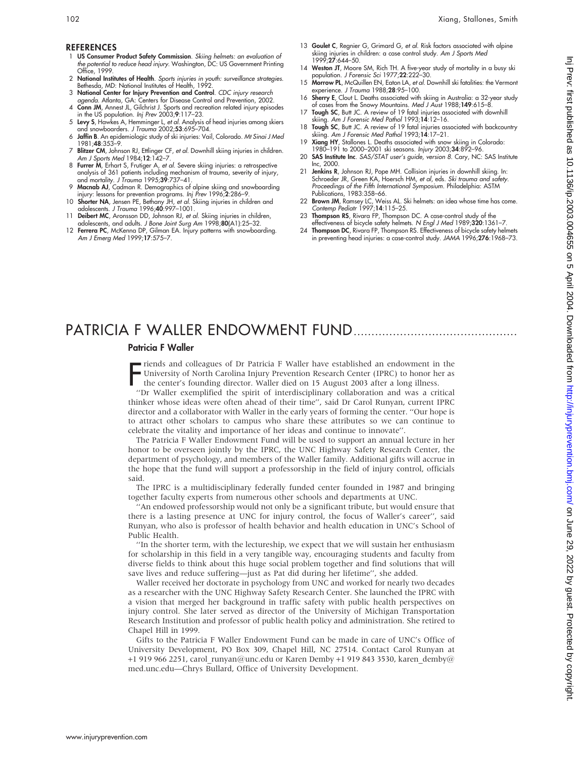## REFERENCES

1. **US Consumer Product Safety Commission**. *Skiing helmets: an evaluation of the potential to reduce head injury.* Washington, DC: US Government Printing Office, 1999.
2. **National Institutes of Health**. *Sports injuries in youth: surveillance strategies.* Bethesda, MD: National Institutes of Health, 1992.
3. **National Center for Injury Prevention and Control**. *CDC injury research agenda.* Atlanta, GA: Centers for Disease Control and Prevention, 2002.
4. **Conn JM**, Annest JL, Gilchrist J. Sports and recreation related injury episodes in the US population. *Inj Prev* 2003;**9**:117–23.
5. **Levy S**, Hawkes A, Hemminger L, *et al.* Analysis of head injuries among skiers and snowboarders. *J Trauma* 2002;**53**:695–704.
6. **Jaffin B**. An epidemiologic study of ski injuries: Vail, Colorado. *Mt Sinai J Med* 1981;**48**:353–9.
7. **Blitzer CM**, Johnson RJ, Ettlinger CF, *et al.* Downhill skiing injuries in children. *Am J Sports Med* 1984;**12**:142–7.
8. **Furrer M**, Erhart S, Frutiger A, *et al.* Severe skiing injuries: a retrospective analysis of 361 patients including mechanism of trauma, severity of injury, and mortality. *J Trauma* 1995;**39**:737–41.
9. **Macnab AJ**, Cadman R. Demographics of alpine skiing and snowboarding injury: lessons for prevention programs. *Inj Prev* 1996;**2**:286–9.
10. **Shorter NA**, Jensen PE, Bethany JH, *et al.* Skiing injuries in children and adolescents. *J Trauma* 1996;**40**:997–1001.
11. **Deibert MC**, Aronsson DD, Johnson RJ, *et al.* Skiing injuries in children, adolescents, and adults. *J Bone Joint Surg Am* 1998;**80**(A1):25–32.
12. **Ferrera PC**, McKenna DP, Gilman EA. Injury patterns with snowboarding. *Am J Emerg Med* 1999;**17**:575–7.
13. **Goulet C**, Regnier G, Grimard G, *et al.* Risk factors associated with alpine skiing injuries in children: a case control study. *Am J Sports Med* 1999;**27**:644–50.
14. **Weston JT**, Moore SM, Rich TH. A five-year study of mortality in a busy ski population. *J Forensic Sci* 1977;**22**:222–30.
15. **Morrow PL**, McQuillen EN, Eaton LA, *et al.* Downhill ski fatalities: the Vermont experience. *J Trauma* 1988;**28**:95–100.
16. **Sherry E**, Clout L. Deaths associated with skiing in Australia: a 32-year study of cases from the Snowy Mountains. *Med J Aust* 1988;**149**:615–8.
17. **Tough SC**, Butt JC. A review of 19 fatal injuries associated with downhill skiing. *Am J Forensic Med Pathol* 1993;**14**:12–16.
18. **Tough SC**, Butt JC. A review of 19 fatal injuries associated with backcountry skiing. *Am J Forensic Med Pathol* 1993;**14**:17–21.
19. **Xiang HY**, Stallones L. Deaths associated with snow skiing in Colorado: 1980–191 to 2000–2001 ski seasons. *Injury* 2003;**34**:892–96.
20. **SAS Institute Inc**. *SAS/STAT user's guide, version 8.* Cary, NC: SAS Institute Inc, 2000.
21. **Jenkins R**, Johnson RJ, Pope MH. Collision injuries in downhill skiing. In: Schroeder JR, Green KA, Hoersch HM, *et al*, eds. *Ski trauma and safety. Proceedings of the Fifth International Symposium.* Philadelphia: ASTM Publications, 1983:358–66.
22. **Brown JM**, Ramsey LC, Weiss AL. Ski helmets: an idea whose time has come. *Contemp Pediatr* 1997;**14**:115–25.
23. **Thompson RS**, Rivara FP, Thompson DC. A case-control study of the effectiveness of bicycle safety helmets. *N Engl J Med* 1989;**320**:1361–7.
24. **Thompson DC**, Rivara FP, Thompson RS. Effectiveness of bicycle safety helmets in preventing head injuries: a case-control study. *JAMA* 1996;**276**:1968–73.

# PATRICIA F WALLER ENDOWMENT FUND

### Patricia F Waller

Friends and colleagues of Dr Patricia F Waller have established an endowment in the University of North Carolina Injury Prevention Research Center (IPRC) to honor her as the center's founding director. Waller died on 15 August 2003 after a long illness.

"Dr Waller exemplified the spirit of interdisciplinary collaboration and was a critical thinker whose ideas were often ahead of their time", said Dr Carol Runyan, current IPRC director and a collaborator with Waller in the early years of forming the center. "Our hope is to attract other scholars to campus who share these attributes so we can continue to celebrate the vitality and importance of her ideas and continue to innovate".

The Patricia F Waller Endowment Fund will be used to support an annual lecture in her honor to be overseen jointly by the IPRC, the UNC Highway Safety Research Center, the department of psychology, and members of the Waller family. Additional gifts will accrue in the hope that the fund will support a professorship in the field of injury control, officials said.

The IPRC is a multidisciplinary federally funded center founded in 1987 and bringing together faculty experts from numerous other schools and departments at UNC.

"An endowed professorship would not only be a significant tribute, but would ensure that there is a lasting presence at UNC for injury control, the focus of Waller's career", said Runyan, who also is professor of health behavior and health education in UNC's School of Public Health.

"In the shorter term, with the lectureship, we expect that we will sustain her enthusiasm for scholarship in this field in a very tangible way, encouraging students and faculty from diverse fields to think about this huge social problem together and find solutions that will save lives and reduce suffering—just as Pat did during her lifetime", she added.

Waller received her doctorate in psychology from UNC and worked for nearly two decades as a researcher with the UNC Highway Safety Research Center. She launched the IPRC with a vision that merged her background in traffic safety with public health perspectives on injury control. She later served as director of the University of Michigan Transportation Research Institution and professor of public health policy and administration. She retired to Chapel Hill in 1999.

Gifts to the Patricia F Waller Endowment Fund can be made in care of UNC's Office of University Development, PO Box 309, Chapel Hill, NC 27514. Contact Carol Runyan at +1 919 966 2251, carol_runyan@unc.edu or Karen Demby +1 919 843 3530, karen_demby@med.unc.edu—Chrys Bullard, Office of University Development.